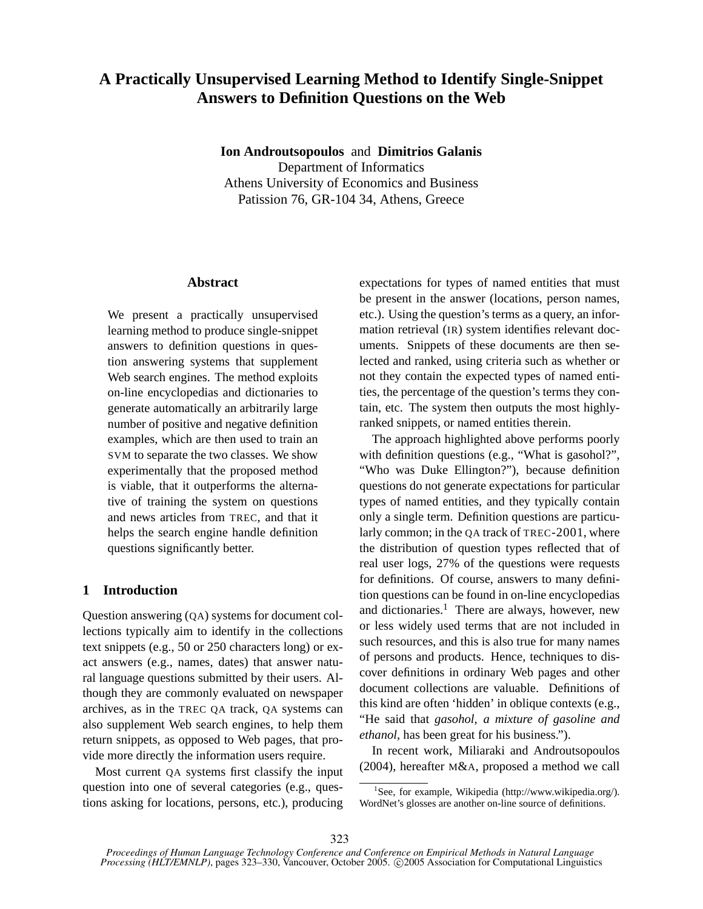# A Practically Unsupervised Learning Method to Identify Single-Snippet Answers to Definition Questions on the Web

**Ion Androutsopoulos** and **Dimitrios Galanis**
Department of Informatics
Athens University of Economics and Business
Patission 76, GR-104 34, Athens, Greece

## Abstract

We present a practically unsupervised learning method to produce single-snippet answers to definition questions in question answering systems that supplement Web search engines. The method exploits on-line encyclopedias and dictionaries to generate automatically an arbitrarily large number of positive and negative definition examples, which are then used to train an SVM to separate the two classes. We show experimentally that the proposed method is viable, that it outperforms the alternative of training the system on questions and news articles from TREC, and that it helps the search engine handle definition questions significantly better.

## 1 Introduction

Question answering (QA) systems for document collections typically aim to identify in the collections text snippets (e.g., 50 or 250 characters long) or exact answers (e.g., names, dates) that answer natural language questions submitted by their users. Although they are commonly evaluated on newspaper archives, as in the TREC QA track, QA systems can also supplement Web search engines, to help them return snippets, as opposed to Web pages, that provide more directly the information users require.

Most current QA systems first classify the input question into one of several categories (e.g., questions asking for locations, persons, etc.), producing expectations for types of named entities that must be present in the answer (locations, person names, etc.). Using the question's terms as a query, an information retrieval (IR) system identifies relevant documents. Snippets of these documents are then selected and ranked, using criteria such as whether or not they contain the expected types of named entities, the percentage of the question's terms they contain, etc. The system then outputs the most highly-ranked snippets, or named entities therein.

The approach highlighted above performs poorly with definition questions (e.g., "What is gasohol?", "Who was Duke Ellington?"), because definition questions do not generate expectations for particular types of named entities, and they typically contain only a single term. Definition questions are particularly common; in the QA track of TREC-2001, where the distribution of question types reflected that of real user logs, 27% of the questions were requests for definitions. Of course, answers to many definition questions can be found in on-line encyclopedias and dictionaries.[1] There are always, however, new or less widely used terms that are not included in such resources, and this is also true for many names of persons and products. Hence, techniques to discover definitions in ordinary Web pages and other document collections are valuable. Definitions of this kind are often 'hidden' in oblique contexts (e.g., "He said that *gasohol, a mixture of gasoline and ethanol*, has been great for his business.").

In recent work, Miliaraki and Androutsopoulos (2004), hereafter M&A, proposed a method we call

[1] See, for example, Wikipedia (http://www.wikipedia.org/). WordNet's glosses are another on-line source of definitions.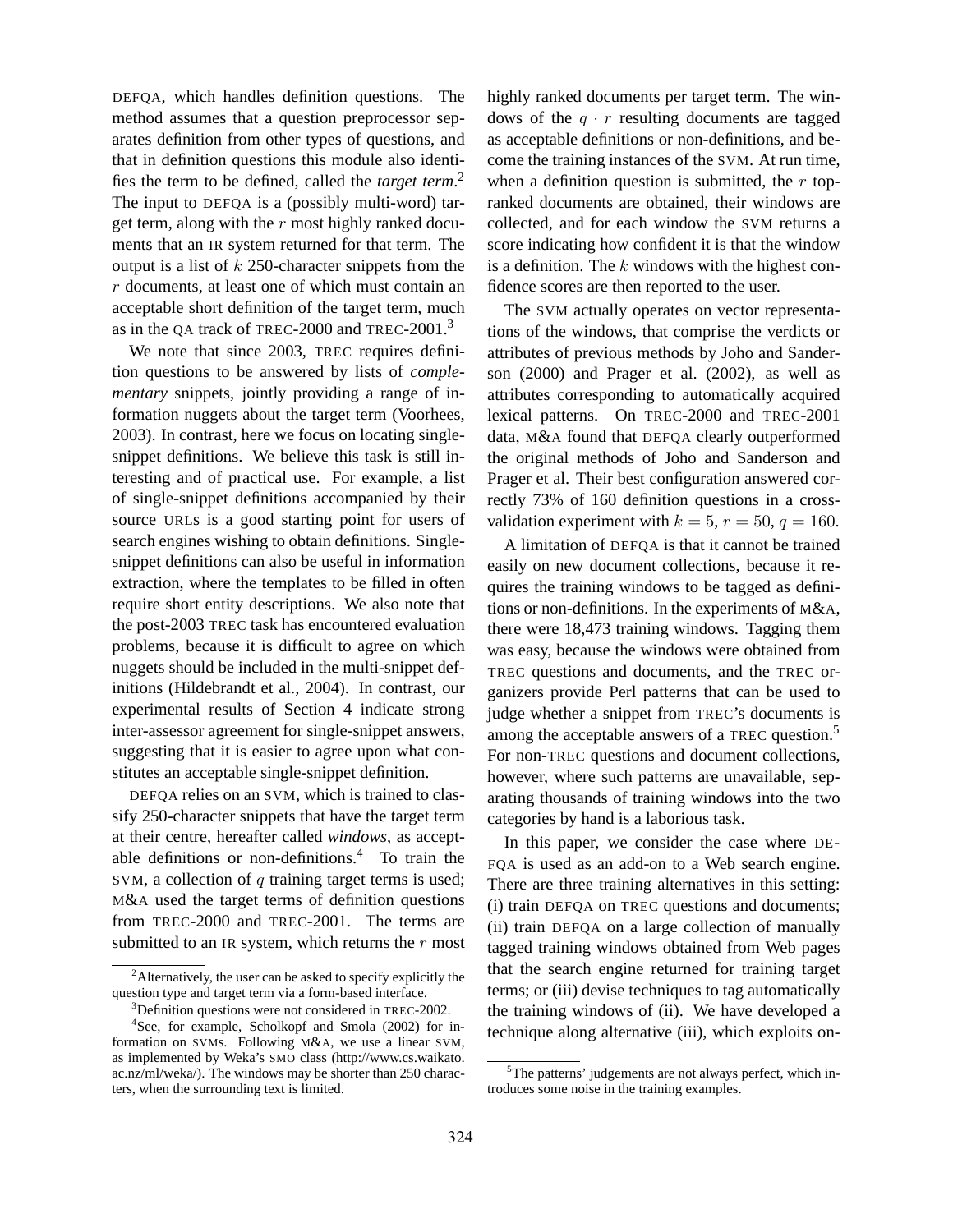DEFQA, which handles definition questions. The method assumes that a question preprocessor separates definition from other types of questions, and that in definition questions this module also identifies the term to be defined, called the *target term*.[2] The input to DEFQA is a (possibly multi-word) target term, along with the $r$ most highly ranked documents that an IR system returned for that term. The output is a list of $k$ 250-character snippets from the $r$ documents, at least one of which must contain an acceptable short definition of the target term, much as in the QA track of TREC-2000 and TREC-2001.[3]

We note that since 2003, TREC requires definition questions to be answered by lists of *complementary* snippets, jointly providing a range of information nuggets about the target term (Voorhees, 2003). In contrast, here we focus on locating single-snippet definitions. We believe this task is still interesting and of practical use. For example, a list of single-snippet definitions accompanied by their source URLs is a good starting point for users of search engines wishing to obtain definitions. Single-snippet definitions can also be useful in information extraction, where the templates to be filled in often require short entity descriptions. We also note that the post-2003 TREC task has encountered evaluation problems, because it is difficult to agree on which nuggets should be included in the multi-snippet definitions (Hildebrandt et al., 2004). In contrast, our experimental results of Section 4 indicate strong inter-assessor agreement for single-snippet answers, suggesting that it is easier to agree upon what constitutes an acceptable single-snippet definition.

DEFQA relies on an SVM, which is trained to classify 250-character snippets that have the target term at their centre, hereafter called *windows*, as acceptable definitions or non-definitions.[4] To train the SVM, a collection of $q$ training target terms is used; M&A used the target terms of definition questions from TREC-2000 and TREC-2001. The terms are submitted to an IR system, which returns the $r$ most highly ranked documents per target term. The windows of the $q \cdot r$ resulting documents are tagged as acceptable definitions or non-definitions, and become the training instances of the SVM. At run time, when a definition question is submitted, the $r$ top-ranked documents are obtained, their windows are collected, and for each window the SVM returns a score indicating how confident it is that the window is a definition. The $k$ windows with the highest confidence scores are then reported to the user.

The SVM actually operates on vector representations of the windows, that comprise the verdicts or attributes of previous methods by Joho and Sanderson (2000) and Prager et al. (2002), as well as attributes corresponding to automatically acquired lexical patterns. On TREC-2000 and TREC-2001 data, M&A found that DEFQA clearly outperformed the original methods of Joho and Sanderson and Prager et al. Their best configuration answered correctly 73% of 160 definition questions in a cross-validation experiment with $k = 5$, $r = 50$, $q = 160$.

A limitation of DEFQA is that it cannot be trained easily on new document collections, because it requires the training windows to be tagged as definitions or non-definitions. In the experiments of M&A, there were 18,473 training windows. Tagging them was easy, because the windows were obtained from TREC questions and documents, and the TREC organizers provide Perl patterns that can be used to judge whether a snippet from TREC's documents is among the acceptable answers of a TREC question.[5] For non-TREC questions and document collections, however, where such patterns are unavailable, separating thousands of training windows into the two categories by hand is a laborious task.

In this paper, we consider the case where DEFQA is used as an add-on to a Web search engine. There are three training alternatives in this setting: (i) train DEFQA on TREC questions and documents; (ii) train DEFQA on a large collection of manually tagged training windows obtained from Web pages that the search engine returned for training target terms; or (iii) devise techniques to tag automatically the training windows of (ii). We have developed a technique along alternative (iii), which exploits on-

[2] Alternatively, the user can be asked to specify explicitly the question type and target term via a form-based interface.

[3] Definition questions were not considered in TREC-2002.

[4] See, for example, Scholkopf and Smola (2002) for information on SVMs. Following M&A, we use a linear SVM, as implemented by Weka's SMO class (http://www.cs.waikato.ac.nz/ml/weka/). The windows may be shorter than 250 characters, when the surrounding text is limited.

[5] The patterns' judgements are not always perfect, which introduces some noise in the training examples.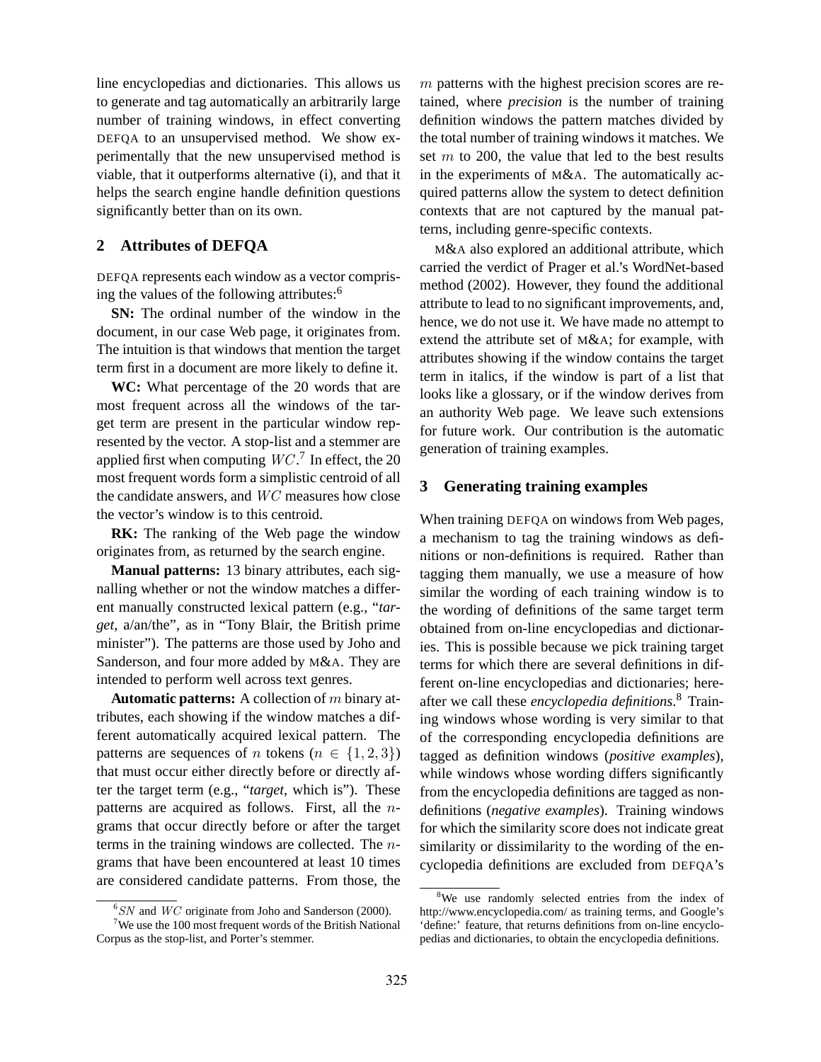line encyclopedias and dictionaries. This allows us to generate and tag automatically an arbitrarily large number of training windows, in effect converting DEFQA to an unsupervised method. We show experimentally that the new unsupervised method is viable, that it outperforms alternative (i), and that it helps the search engine handle definition questions significantly better than on its own.

## 2 Attributes of DEFQA

DEFQA represents each window as a vector comprising the values of the following attributes:[6]

**SN:** The ordinal number of the window in the document, in our case Web page, it originates from. The intuition is that windows that mention the target term first in a document are more likely to define it.

**WC:** What percentage of the 20 words that are most frequent across all the windows of the target term are present in the particular window represented by the vector. A stop-list and a stemmer are applied first when computing $WC$.[7] In effect, the 20 most frequent words form a simplistic centroid of all the candidate answers, and $WC$ measures how close the vector's window is to this centroid.

**RK:** The ranking of the Web page the window originates from, as returned by the search engine.

**Manual patterns:** 13 binary attributes, each signalling whether or not the window matches a different manually constructed lexical pattern (e.g., "*target*, a/an/the", as in "Tony Blair, the British prime minister"). The patterns are those used by Joho and Sanderson, and four more added by M&A. They are intended to perform well across text genres.

**Automatic patterns:** A collection of $m$ binary attributes, each showing if the window matches a different automatically acquired lexical pattern. The patterns are sequences of $n$ tokens ($n \in \{1, 2, 3\}$) that must occur either directly before or directly after the target term (e.g., "*target*, which is"). These patterns are acquired as follows. First, all the $n$-grams that occur directly before or after the target terms in the training windows are collected. The $n$-grams that have been encountered at least 10 times are considered candidate patterns. From those, the $m$ patterns with the highest precision scores are retained, where *precision* is the number of training definition windows the pattern matches divided by the total number of training windows it matches. We set $m$ to 200, the value that led to the best results in the experiments of M&A. The automatically acquired patterns allow the system to detect definition contexts that are not captured by the manual patterns, including genre-specific contexts.

M&A also explored an additional attribute, which carried the verdict of Prager et al.'s WordNet-based method (2002). However, they found the additional attribute to lead to no significant improvements, and, hence, we do not use it. We have made no attempt to extend the attribute set of M&A; for example, with attributes showing if the window contains the target term in italics, if the window is part of a list that looks like a glossary, or if the window derives from an authority Web page. We leave such extensions for future work. Our contribution is the automatic generation of training examples.

## 3 Generating training examples

When training DEFQA on windows from Web pages, a mechanism to tag the training windows as definitions or non-definitions is required. Rather than tagging them manually, we use a measure of how similar the wording of each training window is to the wording of definitions of the same target term obtained from on-line encyclopedias and dictionaries. This is possible because we pick training target terms for which there are several definitions in different on-line encyclopedias and dictionaries; hereafter we call these *encyclopedia definitions*.[8] Training windows whose wording is very similar to that of the corresponding encyclopedia definitions are tagged as definition windows (*positive examples*), while windows whose wording differs significantly from the encyclopedia definitions are tagged as non-definitions (*negative examples*). Training windows for which the similarity score does not indicate great similarity or dissimilarity to the wording of the encyclopedia definitions are excluded from DEFQA's

---

[6] $SN$ and $WC$ originate from Joho and Sanderson (2000).

[7] We use the 100 most frequent words of the British National Corpus as the stop-list, and Porter's stemmer.

[8] We use randomly selected entries from the index of http://www.encyclopedia.com/ as training terms, and Google's 'define:' feature, that returns definitions from on-line encyclopedias and dictionaries, to obtain the encyclopedia definitions.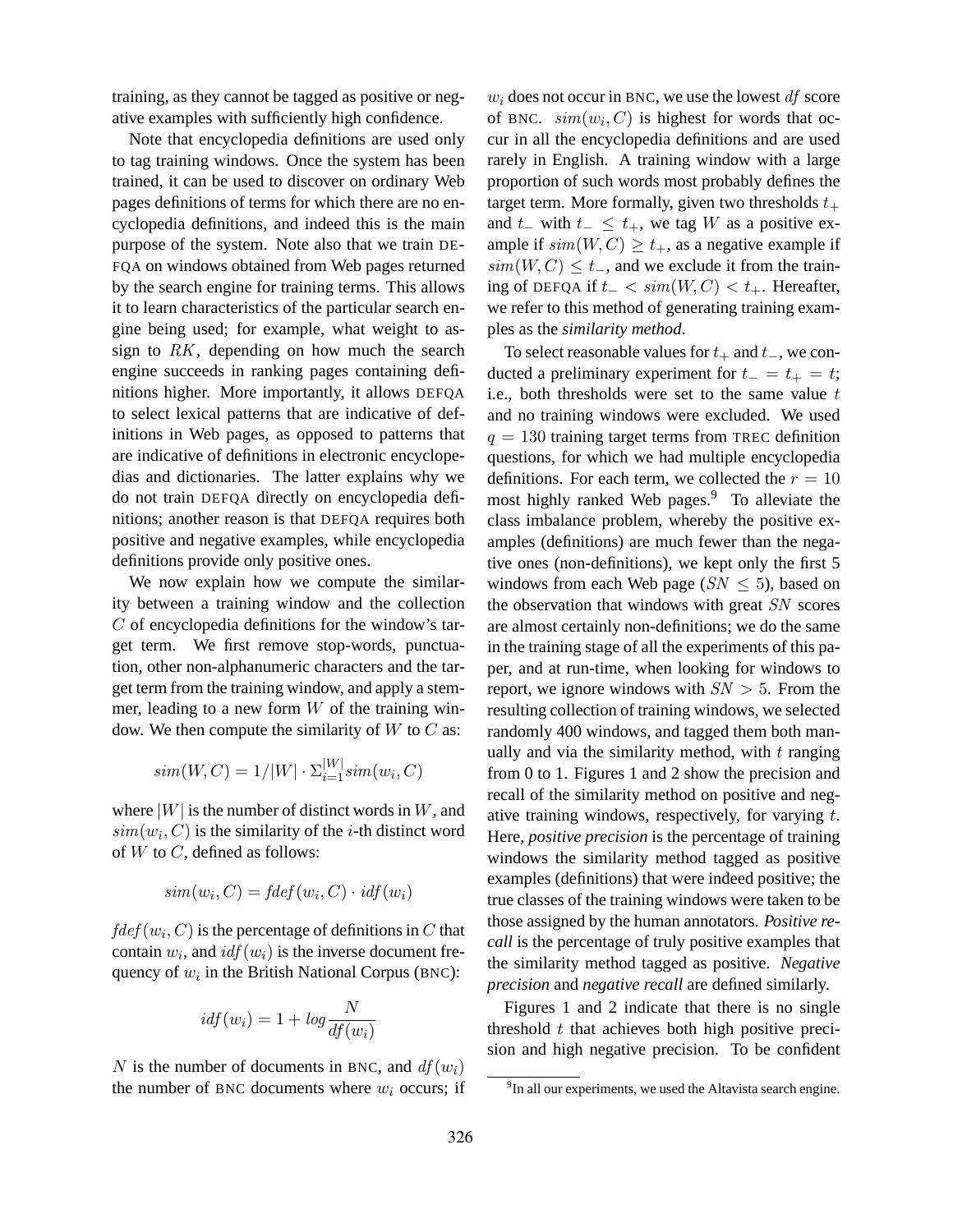training, as they cannot be tagged as positive or negative examples with sufficiently high confidence.

Note that encyclopedia definitions are used only to tag training windows. Once the system has been trained, it can be used to discover on ordinary Web pages definitions of terms for which there are no encyclopedia definitions, and indeed this is the main purpose of the system. Note also that we train DEFQA on windows obtained from Web pages returned by the search engine for training terms. This allows it to learn characteristics of the particular search engine being used; for example, what weight to assign to $RK$, depending on how much the search engine succeeds in ranking pages containing definitions higher. More importantly, it allows DEFQA to select lexical patterns that are indicative of definitions in Web pages, as opposed to patterns that are indicative of definitions in electronic encyclopedias and dictionaries. The latter explains why we do not train DEFQA directly on encyclopedia definitions; another reason is that DEFQA requires both positive and negative examples, while encyclopedia definitions provide only positive ones.

We now explain how we compute the similarity between a training window and the collection $C$ of encyclopedia definitions for the window's target term. We first remove stop-words, punctuation, other non-alphanumeric characters and the target term from the training window, and apply a stemmer, leading to a new form $W$ of the training window. We then compute the similarity of $W$ to $C$ as:

$$sim(W, C) = 1/|W| \cdot \Sigma_{i=1}^{|W|} sim(w_i, C)$$

where $|W|$ is the number of distinct words in $W$, and $sim(w_i, C)$ is the similarity of the $i$-th distinct word of $W$ to $C$, defined as follows:

$$sim(w_i, C) = fdef(w_i, C) \cdot idf(w_i)$$

$fdef(w_i, C)$ is the percentage of definitions in $C$ that contain $w_i$, and $idf(w_i)$ is the inverse document frequency of $w_i$ in the British National Corpus (BNC):

$$idf(w_i) = 1 + log \frac{N}{df(w_i)}$$

$N$ is the number of documents in BNC, and $df(w_i)$ the number of BNC documents where $w_i$ occurs; if $w_i$ does not occur in BNC, we use the lowest $df$ score of BNC. $sim(w_i, C)$ is highest for words that occur in all the encyclopedia definitions and are used rarely in English. A training window with a large proportion of such words most probably defines the target term. More formally, given two thresholds $t_+$ and $t_-$ with $t_- \leq t_+$, we tag $W$ as a positive example if $sim(W, C) \geq t_+$, as a negative example if $sim(W, C) \leq t_-$, and we exclude it from the training of DEFQA if $t_- < sim(W, C) < t_+$. Hereafter, we refer to this method of generating training examples as the *similarity method*.

To select reasonable values for $t_+$ and $t_-$, we conducted a preliminary experiment for $t_- = t_+ = t$; i.e., both thresholds were set to the same value $t$ and no training windows were excluded. We used $q = 130$ training target terms from TREC definition questions, for which we had multiple encyclopedia definitions. For each term, we collected the $r = 10$ most highly ranked Web pages.[9] To alleviate the class imbalance problem, whereby the positive examples (definitions) are much fewer than the negative ones (non-definitions), we kept only the first 5 windows from each Web page ($SN \leq 5$), based on the observation that windows with great $SN$ scores are almost certainly non-definitions; we do the same in the training stage of all the experiments of this paper, and at run-time, when looking for windows to report, we ignore windows with $SN > 5$. From the resulting collection of training windows, we selected randomly 400 windows, and tagged them both manually and via the similarity method, with $t$ ranging from 0 to 1. Figures 1 and 2 show the precision and recall of the similarity method on positive and negative training windows, respectively, for varying $t$. Here, *positive precision* is the percentage of training windows the similarity method tagged as positive examples (definitions) that were indeed positive; the true classes of the training windows were taken to be those assigned by the human annotators. *Positive recall* is the percentage of truly positive examples that the similarity method tagged as positive. *Negative precision* and *negative recall* are defined similarly.

Figures 1 and 2 indicate that there is no single threshold $t$ that achieves both high positive precision and high negative precision. To be confident

[9] In all our experiments, we used the Altavista search engine.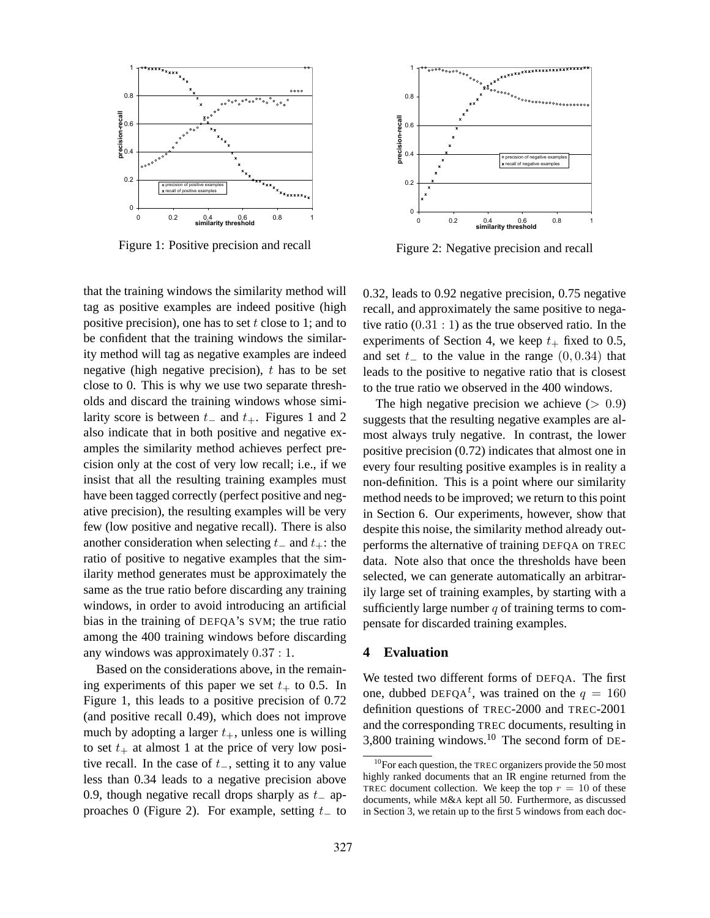Figure 1: Positive precision and recall

Figure 2: Negative precision and recall

that the training windows the similarity method will tag as positive examples are indeed positive (high positive precision), one has to set $t$ close to 1; and to be confident that the training windows the similarity method will tag as negative examples are indeed negative (high negative precision), $t$ has to be set close to 0. This is why we use two separate thresholds and discard the training windows whose similarity score is between $t_-$ and $t_+$. Figures 1 and 2 also indicate that in both positive and negative examples the similarity method achieves perfect precision only at the cost of very low recall; i.e., if we insist that all the resulting training examples must have been tagged correctly (perfect positive and negative precision), the resulting examples will be very few (low positive and negative recall). There is also another consideration when selecting $t_-$ and $t_+$: the ratio of positive to negative examples that the similarity method generates must be approximately the same as the true ratio before discarding any training windows, in order to avoid introducing an artificial bias in the training of DEFQA's SVM; the true ratio among the 400 training windows before discarding any windows was approximately $0.37 : 1$.

Based on the considerations above, in the remaining experiments of this paper we set $t_+$ to 0.5. In Figure 1, this leads to a positive precision of 0.72 (and positive recall 0.49), which does not improve much by adopting a larger $t_+$, unless one is willing to set $t_+$ at almost 1 at the price of very low positive recall. In the case of $t_-$, setting it to any value less than 0.34 leads to a negative precision above 0.9, though negative recall drops sharply as $t_-$ approaches 0 (Figure 2). For example, setting $t_-$ to 0.32, leads to 0.92 negative precision, 0.75 negative recall, and approximately the same positive to negative ratio ($0.31 : 1$) as the true observed ratio. In the experiments of Section 4, we keep $t_+$ fixed to 0.5, and set $t_-$ to the value in the range $(0, 0.34)$ that leads to the positive to negative ratio that is closest to the true ratio we observed in the 400 windows.

The high negative precision we achieve ($> 0.9$) suggests that the resulting negative examples are almost always truly negative. In contrast, the lower positive precision (0.72) indicates that almost one in every four resulting positive examples is in reality a non-definition. This is a point where our similarity method needs to be improved; we return to this point in Section 6. Our experiments, however, show that despite this noise, the similarity method already outperforms the alternative of training DEFQA on TREC data. Note also that once the thresholds have been selected, we can generate automatically an arbitrarily large set of training examples, by starting with a sufficiently large number $q$ of training terms to compensate for discarded training examples.

## 4 Evaluation

We tested two different forms of DEFQA. The first one, dubbed DEFQA$^t$, was trained on the $q = 160$ definition questions of TREC-2000 and TREC-2001 and the corresponding TREC documents, resulting in 3,800 training windows.[10] The second form of DE-

[10] For each question, the TREC organizers provide the 50 most highly ranked documents that an IR engine returned from the TREC document collection. We keep the top $r = 10$ of these documents, while M&A kept all 50. Furthermore, as discussed in Section 3, we retain up to the first 5 windows from each doc-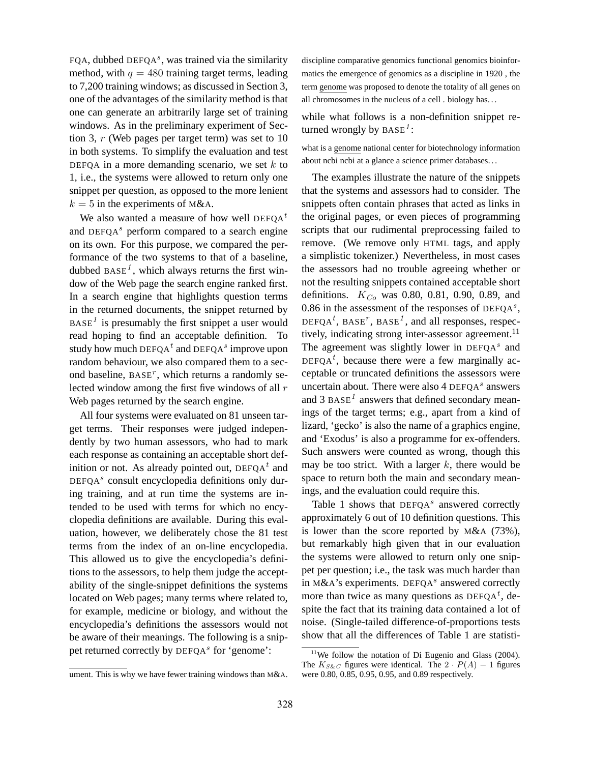FQA, dubbed DEFQA$^s$, was trained via the similarity method, with $q = 480$ training target terms, leading to 7,200 training windows; as discussed in Section 3, one of the advantages of the similarity method is that one can generate an arbitrarily large set of training windows. As in the preliminary experiment of Section 3, $r$ (Web pages per target term) was set to 10 in both systems. To simplify the evaluation and test DEFQA in a more demanding scenario, we set $k$ to 1, i.e., the systems were allowed to return only one snippet per question, as opposed to the more lenient $k = 5$ in the experiments of M&A.

We also wanted a measure of how well DEFQA$^t$ and DEFQA$^s$ perform compared to a search engine on its own. For this purpose, we compared the performance of the two systems to that of a baseline, dubbed BASE$^1$, which always returns the first window of the Web page the search engine ranked first. In a search engine that highlights question terms in the returned documents, the snippet returned by BASE$^1$ is presumably the first snippet a user would read hoping to find an acceptable definition. To study how much DEFQA$^t$ and DEFQA$^s$ improve upon random behaviour, we also compared them to a second baseline, BASE$^r$, which returns a randomly selected window among the first five windows of all $r$ Web pages returned by the search engine.

All four systems were evaluated on 81 unseen target terms. Their responses were judged independently by two human assessors, who had to mark each response as containing an acceptable short definition or not. As already pointed out, DEFQA$^t$ and DEFQA$^s$ consult encyclopedia definitions only during training, and at run time the systems are intended to be used with terms for which no encyclopedia definitions are available. During this evaluation, however, we deliberately chose the 81 test terms from the index of an on-line encyclopedia. This allowed us to give the encyclopedia's definitions to the assessors, to help them judge the acceptability of the single-snippet definitions the systems located on Web pages; many terms where related to, for example, medicine or biology, and without the encyclopedia's definitions the assessors would not be aware of their meanings. The following is a snippet returned correctly by DEFQA$^s$ for 'genome':

ument. This is why we have fewer training windows than M&A.

> discipline comparative genomics functional genomics bioinformatics the emergence of genomics as a discipline in 1920 , the term genome was proposed to denote the totality of all genes on all chromosomes in the nucleus of a cell . biology has...

while what follows is a non-definition snippet returned wrongly by BASE$^1$:

> what is a genome national center for biotechnology information about ncbi ncbi at a glance a science primer databases...

The examples illustrate the nature of the snippets that the systems and assessors had to consider. The snippets often contain phrases that acted as links in the original pages, or even pieces of programming scripts that our rudimental preprocessing failed to remove. (We remove only HTML tags, and apply a simplistic tokenizer.) Nevertheless, in most cases the assessors had no trouble agreeing whether or not the resulting snippets contained acceptable short definitions. $K_{Co}$ was 0.80, 0.81, 0.90, 0.89, and 0.86 in the assessment of the responses of DEFQA$^s$, DEFQA$^t$, BASE$^r$, BASE$^1$, and all responses, respectively, indicating strong inter-assessor agreement.[11] The agreement was slightly lower in DEFQA$^s$ and DEFQA$^t$, because there were a few marginally acceptable or truncated definitions the assessors were uncertain about. There were also 4 DEFQA$^s$ answers and 3 BASE$^1$ answers that defined secondary meanings of the target terms; e.g., apart from a kind of lizard, 'gecko' is also the name of a graphics engine, and 'Exodus' is also a programme for ex-offenders. Such answers were counted as wrong, though this may be too strict. With a larger $k$, there would be space to return both the main and secondary meanings, and the evaluation could require this.

Table 1 shows that DEFQA$^s$ answered correctly approximately 6 out of 10 definition questions. This is lower than the score reported by M&A (73%), but remarkably high given that in our evaluation the systems were allowed to return only one snippet per question; i.e., the task was much harder than in M&A's experiments. DEFQA$^s$ answered correctly more than twice as many questions as DEFQA$^t$, despite the fact that its training data contained a lot of noise. (Single-tailed difference-of-proportions tests show that all the differences of Table 1 are statisti-

[11] We follow the notation of Di Eugenio and Glass (2004). The $K_{S\&C}$ figures were identical. The $2 \cdot P(A) - 1$ figures were 0.80, 0.85, 0.95, 0.95, and 0.89 respectively.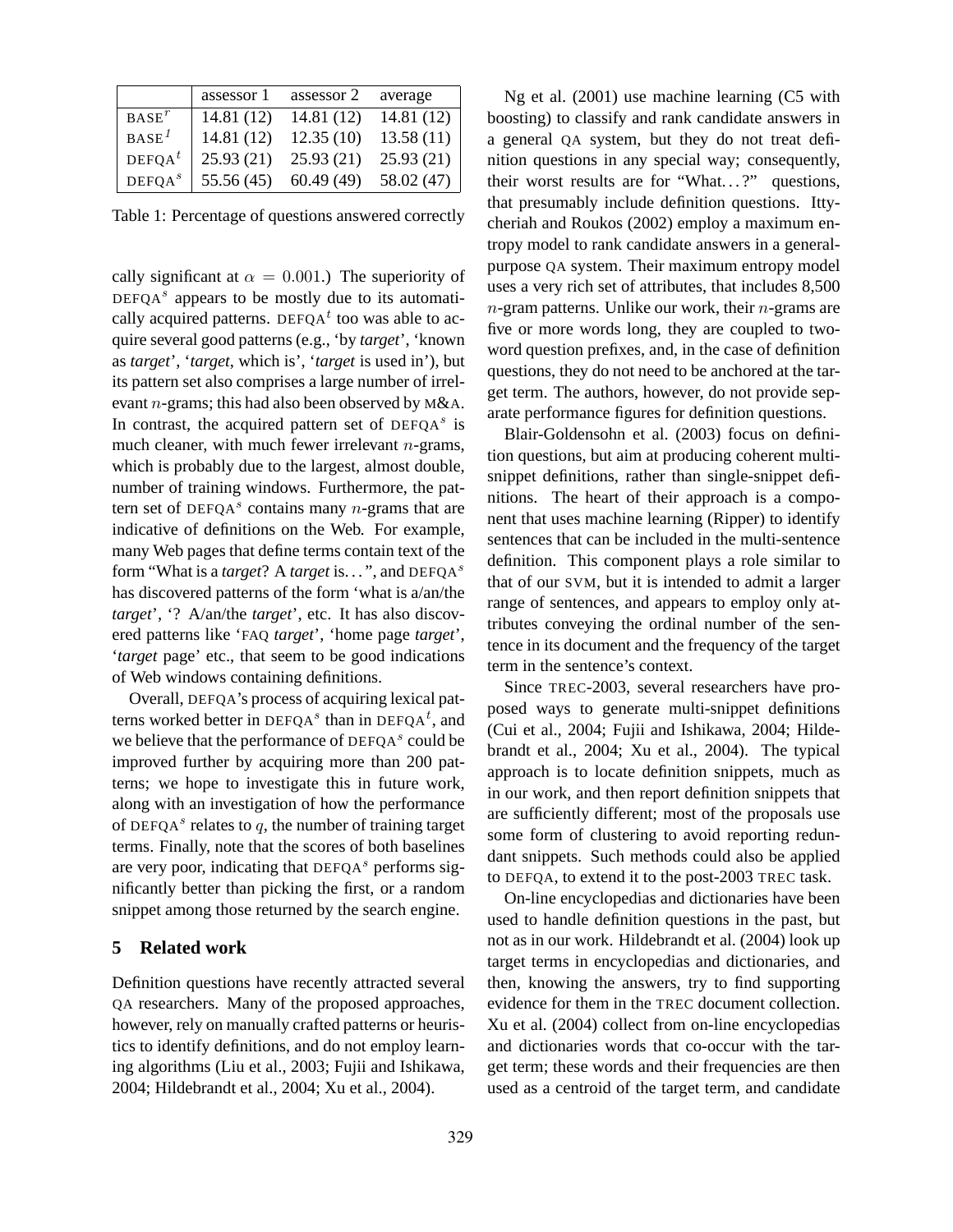| | assessor 1 | assessor 2 | average |
|---|---|---|---|
| BASE$^r$ | 14.81 (12) | 14.81 (12) | 14.81 (12) |
| BASE$^1$ | 14.81 (12) | 12.35 (10) | 13.58 (11) |
| DEFQA$^t$ | 25.93 (21) | 25.93 (21) | 25.93 (21) |
| DEFQA$^s$ | 55.56 (45) | 60.49 (49) | 58.02 (47) |

Table 1: Percentage of questions answered correctly

cally significant at $\alpha = 0.001$.) The superiority of DEFQA$^s$ appears to be mostly due to its automatically acquired patterns. DEFQA$^t$ too was able to acquire several good patterns (e.g., 'by *target*', 'known as *target*', '*target*, which is', '*target* is used in'), but its pattern set also comprises a large number of irrelevant $n$-grams; this had also been observed by M&A. In contrast, the acquired pattern set of DEFQA$^s$ is much cleaner, with much fewer irrelevant $n$-grams, which is probably due to the largest, almost double, number of training windows. Furthermore, the pattern set of DEFQA$^s$ contains many $n$-grams that are indicative of definitions on the Web. For example, many Web pages that define terms contain text of the form "What is a *target*? A *target* is...", and DEFQA$^s$ has discovered patterns of the form 'what is a/an/the *target*', '? A/an/the *target*', etc. It has also discovered patterns like 'FAQ *target*', 'home page *target*', '*target* page' etc., that seem to be good indications of Web windows containing definitions.

Overall, DEFQA's process of acquiring lexical patterns worked better in DEFQA$^s$ than in DEFQA$^t$, and we believe that the performance of DEFQA$^s$ could be improved further by acquiring more than 200 patterns; we hope to investigate this in future work, along with an investigation of how the performance of DEFQA$^s$ relates to $q$, the number of training target terms. Finally, note that the scores of both baselines are very poor, indicating that DEFQA$^s$ performs significantly better than picking the first, or a random snippet among those returned by the search engine.

## 5 Related work

Definition questions have recently attracted several QA researchers. Many of the proposed approaches, however, rely on manually crafted patterns or heuristics to identify definitions, and do not employ learning algorithms (Liu et al., 2003; Fujii and Ishikawa, 2004; Hildebrandt et al., 2004; Xu et al., 2004).

Ng et al. (2001) use machine learning (C5 with boosting) to classify and rank candidate answers in a general QA system, but they do not treat definition questions in any special way; consequently, their worst results are for "What...?" questions, that presumably include definition questions. Ittycheriah and Roukos (2002) employ a maximum entropy model to rank candidate answers in a general-purpose QA system. Their maximum entropy model uses a very rich set of attributes, that includes 8,500 $n$-gram patterns. Unlike our work, their $n$-grams are five or more words long, they are coupled to two-word question prefixes, and, in the case of definition questions, they do not need to be anchored at the target term. The authors, however, do not provide separate performance figures for definition questions.

Blair-Goldensohn et al. (2003) focus on definition questions, but aim at producing coherent multi-snippet definitions, rather than single-snippet definitions. The heart of their approach is a component that uses machine learning (Ripper) to identify sentences that can be included in the multi-sentence definition. This component plays a role similar to that of our SVM, but it is intended to admit a larger range of sentences, and appears to employ only attributes conveying the ordinal number of the sentence in its document and the frequency of the target term in the sentence's context.

Since TREC-2003, several researchers have proposed ways to generate multi-snippet definitions (Cui et al., 2004; Fujii and Ishikawa, 2004; Hildebrandt et al., 2004; Xu et al., 2004). The typical approach is to locate definition snippets, much as in our work, and then report definition snippets that are sufficiently different; most of the proposals use some form of clustering to avoid reporting redundant snippets. Such methods could also be applied to DEFQA, to extend it to the post-2003 TREC task.

On-line encyclopedias and dictionaries have been used to handle definition questions in the past, but not as in our work. Hildebrandt et al. (2004) look up target terms in encyclopedias and dictionaries, and then, knowing the answers, try to find supporting evidence for them in the TREC document collection. Xu et al. (2004) collect from on-line encyclopedias and dictionaries words that co-occur with the target term; these words and their frequencies are then used as a centroid of the target term, and candidate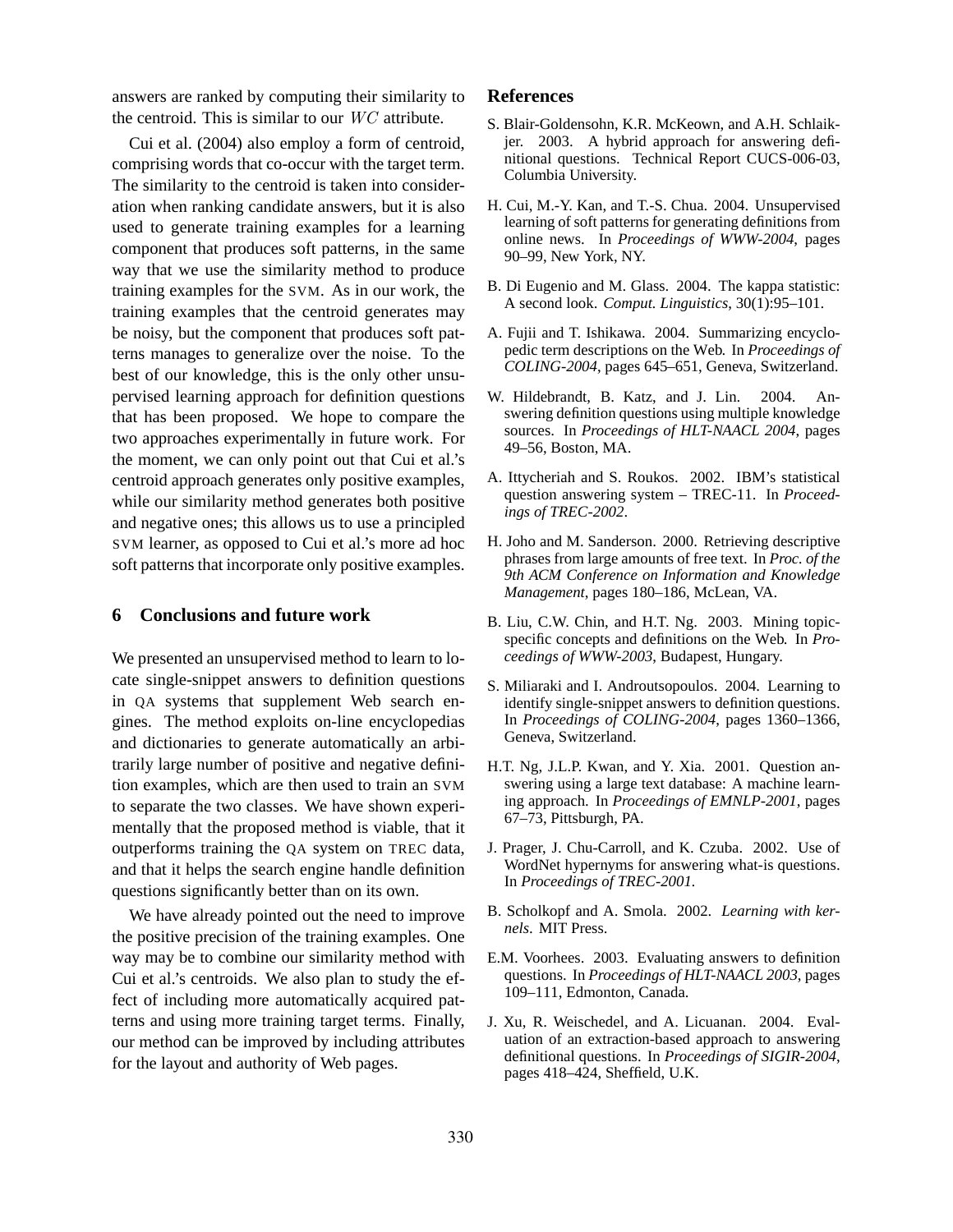answers are ranked by computing their similarity to the centroid. This is similar to our $WC$ attribute.

Cui et al. (2004) also employ a form of centroid, comprising words that co-occur with the target term. The similarity to the centroid is taken into consideration when ranking candidate answers, but it is also used to generate training examples for a learning component that produces soft patterns, in the same way that we use the similarity method to produce training examples for the SVM. As in our work, the training examples that the centroid generates may be noisy, but the component that produces soft patterns manages to generalize over the noise. To the best of our knowledge, this is the only other unsupervised learning approach for definition questions that has been proposed. We hope to compare the two approaches experimentally in future work. For the moment, we can only point out that Cui et al.'s centroid approach generates only positive examples, while our similarity method generates both positive and negative ones; this allows us to use a principled SVM learner, as opposed to Cui et al.'s more ad hoc soft patterns that incorporate only positive examples.

## 6 Conclusions and future work

We presented an unsupervised method to learn to locate single-snippet answers to definition questions in QA systems that supplement Web search engines. The method exploits on-line encyclopedias and dictionaries to generate automatically an arbitrarily large number of positive and negative definition examples, which are then used to train an SVM to separate the two classes. We have shown experimentally that the proposed method is viable, that it outperforms training the QA system on TREC data, and that it helps the search engine handle definition questions significantly better than on its own.

We have already pointed out the need to improve the positive precision of the training examples. One way may be to combine our similarity method with Cui et al.'s centroids. We also plan to study the effect of including more automatically acquired patterns and using more training target terms. Finally, our method can be improved by including attributes for the layout and authority of Web pages.

## References

S. Blair-Goldensohn, K.R. McKeown, and A.H. Schlaikjer. 2003. A hybrid approach for answering definitional questions. Technical Report CUCS-006-03, Columbia University.

H. Cui, M.-Y. Kan, and T.-S. Chua. 2004. Unsupervised learning of soft patterns for generating definitions from online news. In *Proceedings of WWW-2004*, pages 90–99, New York, NY.

B. Di Eugenio and M. Glass. 2004. The kappa statistic: A second look. *Comput. Linguistics*, 30(1):95–101.

A. Fujii and T. Ishikawa. 2004. Summarizing encyclopedic term descriptions on the Web. In *Proceedings of COLING-2004*, pages 645–651, Geneva, Switzerland.

W. Hildebrandt, B. Katz, and J. Lin. 2004. Answering definition questions using multiple knowledge sources. In *Proceedings of HLT-NAACL 2004*, pages 49–56, Boston, MA.

A. Ittycheriah and S. Roukos. 2002. IBM's statistical question answering system – TREC-11. In *Proceedings of TREC-2002*.

H. Joho and M. Sanderson. 2000. Retrieving descriptive phrases from large amounts of free text. In *Proc. of the 9th ACM Conference on Information and Knowledge Management*, pages 180–186, McLean, VA.

B. Liu, C.W. Chin, and H.T. Ng. 2003. Mining topic-specific concepts and definitions on the Web. In *Proceedings of WWW-2003*, Budapest, Hungary.

S. Miliaraki and I. Androutsopoulos. 2004. Learning to identify single-snippet answers to definition questions. In *Proceedings of COLING-2004*, pages 1360–1366, Geneva, Switzerland.

H.T. Ng, J.L.P. Kwan, and Y. Xia. 2001. Question answering using a large text database: A machine learning approach. In *Proceedings of EMNLP-2001*, pages 67–73, Pittsburgh, PA.

J. Prager, J. Chu-Carroll, and K. Czuba. 2002. Use of WordNet hypernyms for answering what-is questions. In *Proceedings of TREC-2001*.

B. Scholkopf and A. Smola. 2002. *Learning with kernels*. MIT Press.

E.M. Voorhees. 2003. Evaluating answers to definition questions. In *Proceedings of HLT-NAACL 2003*, pages 109–111, Edmonton, Canada.

J. Xu, R. Weischedel, and A. Licuanan. 2004. Evaluation of an extraction-based approach to answering definitional questions. In *Proceedings of SIGIR-2004*, pages 418–424, Sheffield, U.K.